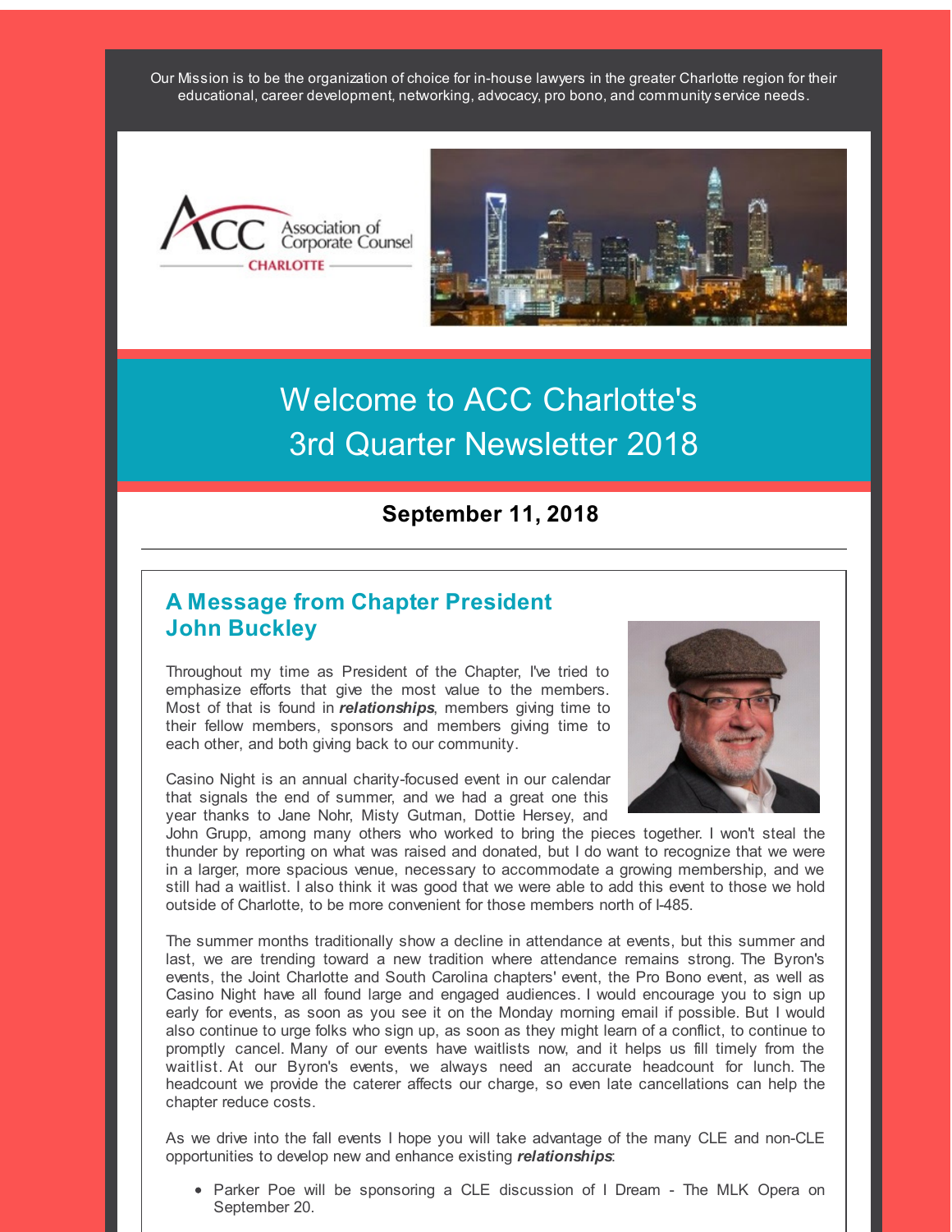Our Mission is to be the organization of choice for in-house lawyers in the greater Charlotte region for their educational, career development, networking, advocacy, pro bono, and community service needs.

# Welcome to ACC Charlotte's 3rd Quarter Newsletter 2018

### September 11, 2018

---

## A Message from Chapter President John Buckley

Throughout my time as President of the Chapter, I've tried to emphasize efforts that give the most value to the members. Most of that is found in ***relationships***, members giving time to their fellow members, sponsors and members giving time to each other, and both giving back to our community.

Casino Night is an annual charity-focused event in our calendar that signals the end of summer, and we had a great one this year thanks to Jane Nohr, Misty Gutman, Dottie Hersey, and John Grupp, among many others who worked to bring the pieces together. I won't steal the thunder by reporting on what was raised and donated, but I do want to recognize that we were in a larger, more spacious venue, necessary to accommodate a growing membership, and we still had a waitlist. I also think it was good that we were able to add this event to those we hold outside of Charlotte, to be more convenient for those members north of I-485.

The summer months traditionally show a decline in attendance at events, but this summer and last, we are trending toward a new tradition where attendance remains strong. The Byron's events, the Joint Charlotte and South Carolina chapters' event, the Pro Bono event, as well as Casino Night have all found large and engaged audiences. I would encourage you to sign up early for events, as soon as you see it on the Monday morning email if possible. But I would also continue to urge folks who sign up, as soon as they might learn of a conflict, to continue to promptly cancel. Many of our events have waitlists now, and it helps us fill timely from the waitlist. At our Byron's events, we always need an accurate headcount for lunch. The headcount we provide the caterer affects our charge, so even late cancellations can help the chapter reduce costs.

As we drive into the fall events I hope you will take advantage of the many CLE and non-CLE opportunities to develop new and enhance existing ***relationships***:

- Parker Poe will be sponsoring a CLE discussion of I Dream - The MLK Opera on September 20.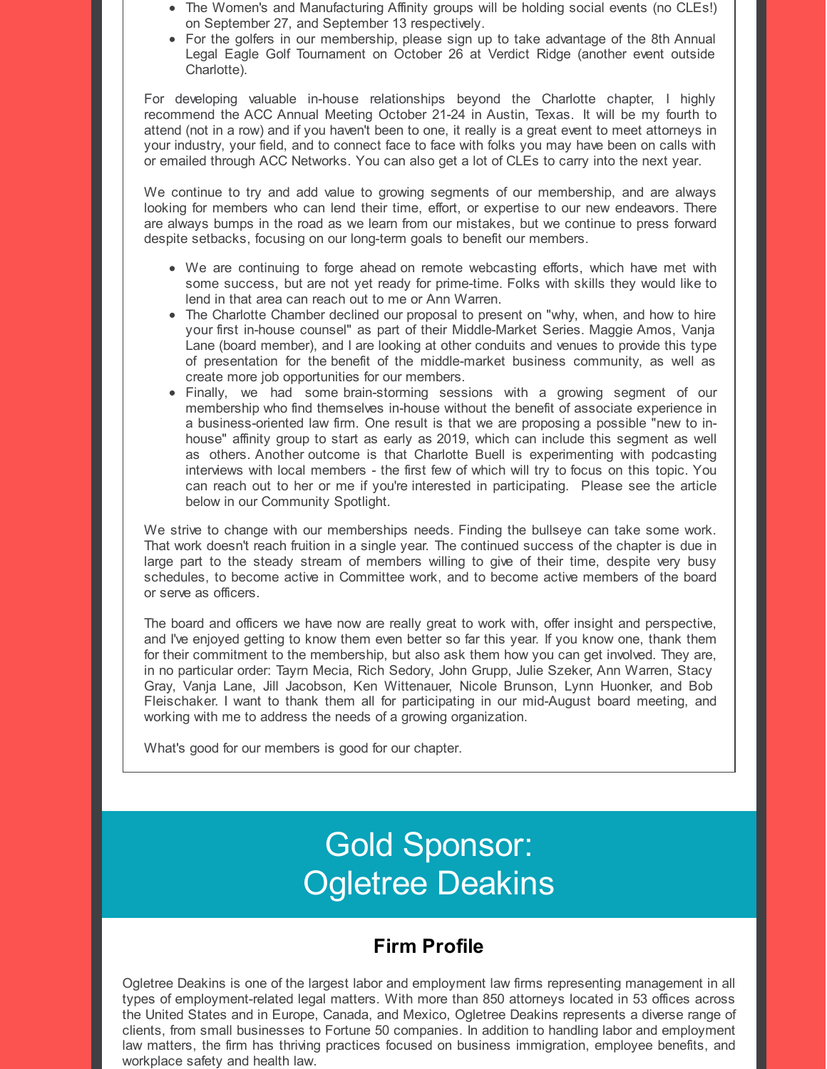- The Women's and Manufacturing Affinity groups will be holding social events (no CLEs!) on September 27, and September 13 respectively.
- For the golfers in our membership, please sign up to take advantage of the 8th Annual Legal Eagle Golf Tournament on October 26 at Verdict Ridge (another event outside Charlotte).

For developing valuable in-house relationships beyond the Charlotte chapter, I highly recommend the ACC Annual Meeting October 21-24 in Austin, Texas. It will be my fourth to attend (not in a row) and if you haven't been to one, it really is a great event to meet attorneys in your industry, your field, and to connect face to face with folks you may have been on calls with or emailed through ACC Networks. You can also get a lot of CLEs to carry into the next year.

We continue to try and add value to growing segments of our membership, and are always looking for members who can lend their time, effort, or expertise to our new endeavors. There are always bumps in the road as we learn from our mistakes, but we continue to press forward despite setbacks, focusing on our long-term goals to benefit our members.

- We are continuing to forge ahead on remote webcasting efforts, which have met with some success, but are not yet ready for prime-time. Folks with skills they would like to lend in that area can reach out to me or Ann Warren.
- The Charlotte Chamber declined our proposal to present on "why, when, and how to hire your first in-house counsel" as part of their Middle-Market Series. Maggie Amos, Vanja Lane (board member), and I are looking at other conduits and venues to provide this type of presentation for the benefit of the middle-market business community, as well as create more job opportunities for our members.
- Finally, we had some brain-storming sessions with a growing segment of our membership who find themselves in-house without the benefit of associate experience in a business-oriented law firm. One result is that we are proposing a possible "new to in-house" affinity group to start as early as 2019, which can include this segment as well as others. Another outcome is that Charlotte Buell is experimenting with podcasting interviews with local members - the first few of which will try to focus on this topic. You can reach out to her or me if you're interested in participating. Please see the article below in our Community Spotlight.

We strive to change with our memberships needs. Finding the bullseye can take some work. That work doesn't reach fruition in a single year. The continued success of the chapter is due in large part to the steady stream of members willing to give of their time, despite very busy schedules, to become active in Committee work, and to become active members of the board or serve as officers.

The board and officers we have now are really great to work with, offer insight and perspective, and I've enjoyed getting to know them even better so far this year. If you know one, thank them for their commitment to the membership, but also ask them how you can get involved. They are, in no particular order: Tayrn Mecia, Rich Sedory, John Grupp, Julie Szeker, Ann Warren, Stacy Gray, Vanja Lane, Jill Jacobson, Ken Wittenauer, Nicole Brunson, Lynn Huonker, and Bob Fleischaker. I want to thank them all for participating in our mid-August board meeting, and working with me to address the needs of a growing organization.

What's good for our members is good for our chapter.

# Gold Sponsor: Ogletree Deakins

## Firm Profile

Ogletree Deakins is one of the largest labor and employment law firms representing management in all types of employment-related legal matters. With more than 850 attorneys located in 53 offices across the United States and in Europe, Canada, and Mexico, Ogletree Deakins represents a diverse range of clients, from small businesses to Fortune 50 companies. In addition to handling labor and employment law matters, the firm has thriving practices focused on business immigration, employee benefits, and workplace safety and health law.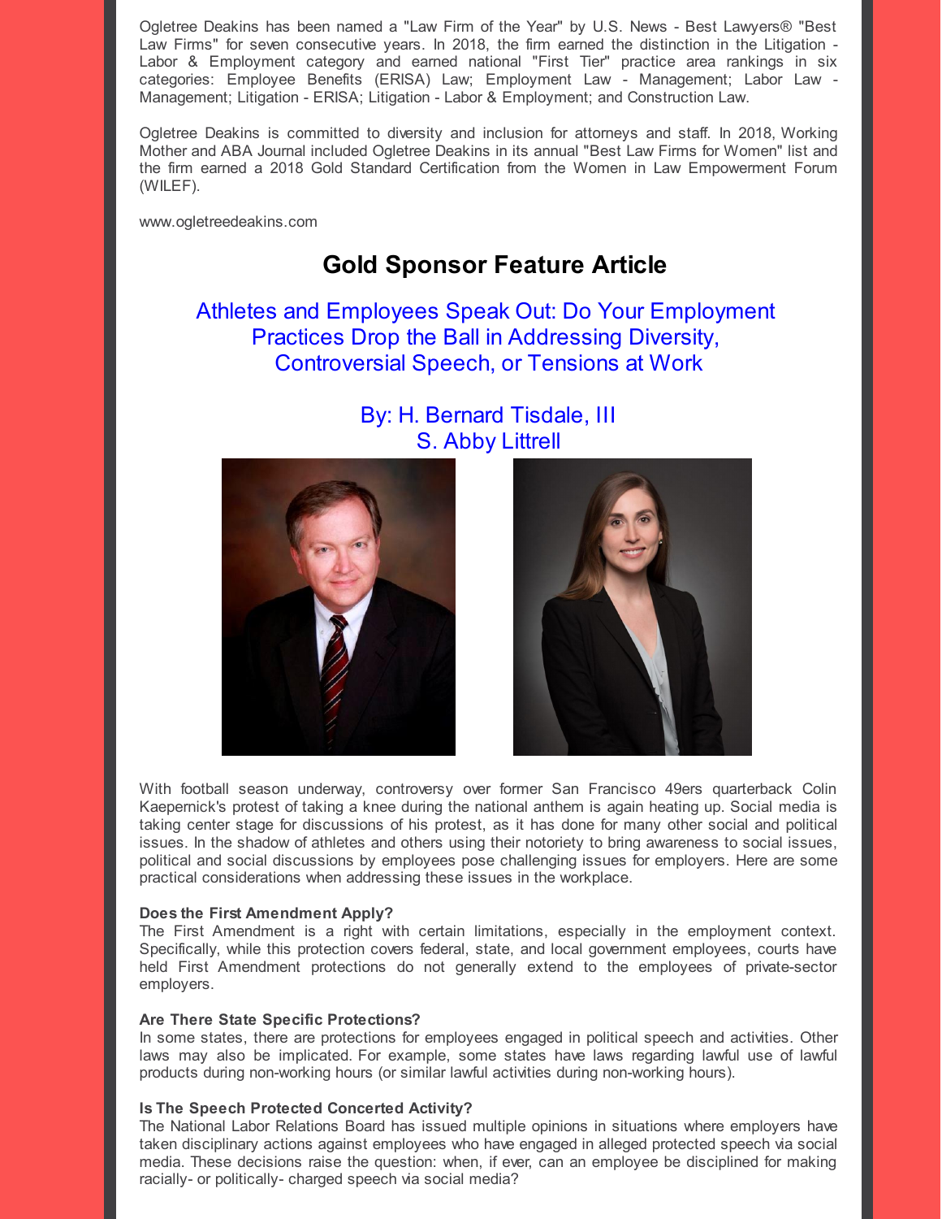Ogletree Deakins has been named a "Law Firm of the Year" by U.S. News - Best Lawyers® "Best Law Firms" for seven consecutive years. In 2018, the firm earned the distinction in the Litigation - Labor & Employment category and earned national "First Tier" practice area rankings in six categories: Employee Benefits (ERISA) Law; Employment Law - Management; Labor Law - Management; Litigation - ERISA; Litigation - Labor & Employment; and Construction Law.

Ogletree Deakins is committed to diversity and inclusion for attorneys and staff. In 2018, Working Mother and ABA Journal included Ogletree Deakins in its annual "Best Law Firms for Women" list and the firm earned a 2018 Gold Standard Certification from the Women in Law Empowerment Forum (WILEF).

www.ogletreedeakins.com

## Gold Sponsor Feature Article

### Athletes and Employees Speak Out: Do Your Employment Practices Drop the Ball in Addressing Diversity, Controversial Speech, or Tensions at Work

By: H. Bernard Tisdale, III
S. Abby Littrell

With football season underway, controversy over former San Francisco 49ers quarterback Colin Kaepernick's protest of taking a knee during the national anthem is again heating up. Social media is taking center stage for discussions of his protest, as it has done for many other social and political issues. In the shadow of athletes and others using their notoriety to bring awareness to social issues, political and social discussions by employees pose challenging issues for employers. Here are some practical considerations when addressing these issues in the workplace.

**Does the First Amendment Apply?**
The First Amendment is a right with certain limitations, especially in the employment context. Specifically, while this protection covers federal, state, and local government employees, courts have held First Amendment protections do not generally extend to the employees of private-sector employers.

**Are There State Specific Protections?**
In some states, there are protections for employees engaged in political speech and activities. Other laws may also be implicated. For example, some states have laws regarding lawful use of lawful products during non-working hours (or similar lawful activities during non-working hours).

**Is The Speech Protected Concerted Activity?**
The National Labor Relations Board has issued multiple opinions in situations where employers have taken disciplinary actions against employees who have engaged in alleged protected speech via social media. These decisions raise the question: when, if ever, can an employee be disciplined for making racially- or politically- charged speech via social media?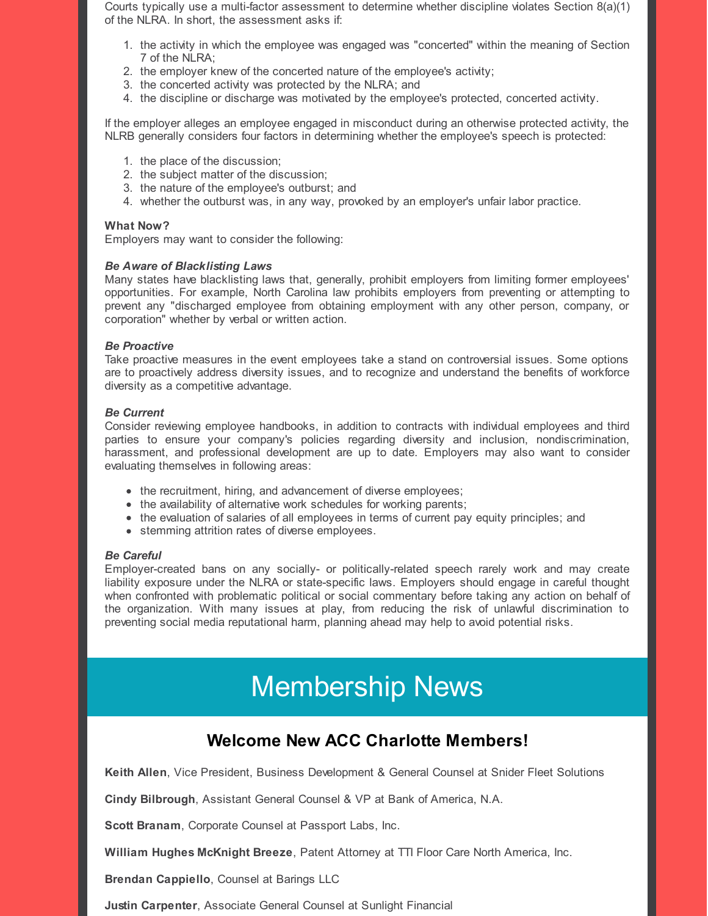Courts typically use a multi-factor assessment to determine whether discipline violates Section 8(a)(1) of the NLRA. In short, the assessment asks if:

1. the activity in which the employee was engaged was "concerted" within the meaning of Section 7 of the NLRA;
2. the employer knew of the concerted nature of the employee's activity;
3. the concerted activity was protected by the NLRA; and
4. the discipline or discharge was motivated by the employee's protected, concerted activity.

If the employer alleges an employee engaged in misconduct during an otherwise protected activity, the NLRB generally considers four factors in determining whether the employee's speech is protected:

1. the place of the discussion;
2. the subject matter of the discussion;
3. the nature of the employee's outburst; and
4. whether the outburst was, in any way, provoked by an employer's unfair labor practice.

**What Now?**
Employers may want to consider the following:

***Be Aware of Blacklisting Laws***
Many states have blacklisting laws that, generally, prohibit employers from limiting former employees' opportunities. For example, North Carolina law prohibits employers from preventing or attempting to prevent any "discharged employee from obtaining employment with any other person, company, or corporation" whether by verbal or written action.

***Be Proactive***
Take proactive measures in the event employees take a stand on controversial issues. Some options are to proactively address diversity issues, and to recognize and understand the benefits of workforce diversity as a competitive advantage.

***Be Current***
Consider reviewing employee handbooks, in addition to contracts with individual employees and third parties to ensure your company's policies regarding diversity and inclusion, nondiscrimination, harassment, and professional development are up to date. Employers may also want to consider evaluating themselves in following areas:

- the recruitment, hiring, and advancement of diverse employees;
- the availability of alternative work schedules for working parents;
- the evaluation of salaries of all employees in terms of current pay equity principles; and
- stemming attrition rates of diverse employees.

***Be Careful***
Employer-created bans on any socially- or politically-related speech rarely work and may create liability exposure under the NLRA or state-specific laws. Employers should engage in careful thought when confronted with problematic political or social commentary before taking any action on behalf of the organization. With many issues at play, from reducing the risk of unlawful discrimination to preventing social media reputational harm, planning ahead may help to avoid potential risks.

# Membership News

## Welcome New ACC Charlotte Members!

**Keith Allen**, Vice President, Business Development & General Counsel at Snider Fleet Solutions

**Cindy Bilbrough**, Assistant General Counsel & VP at Bank of America, N.A.

**Scott Branam**, Corporate Counsel at Passport Labs, Inc.

**William Hughes McKnight Breeze**, Patent Attorney at TTI Floor Care North America, Inc.

**Brendan Cappiello**, Counsel at Barings LLC

**Justin Carpenter**, Associate General Counsel at Sunlight Financial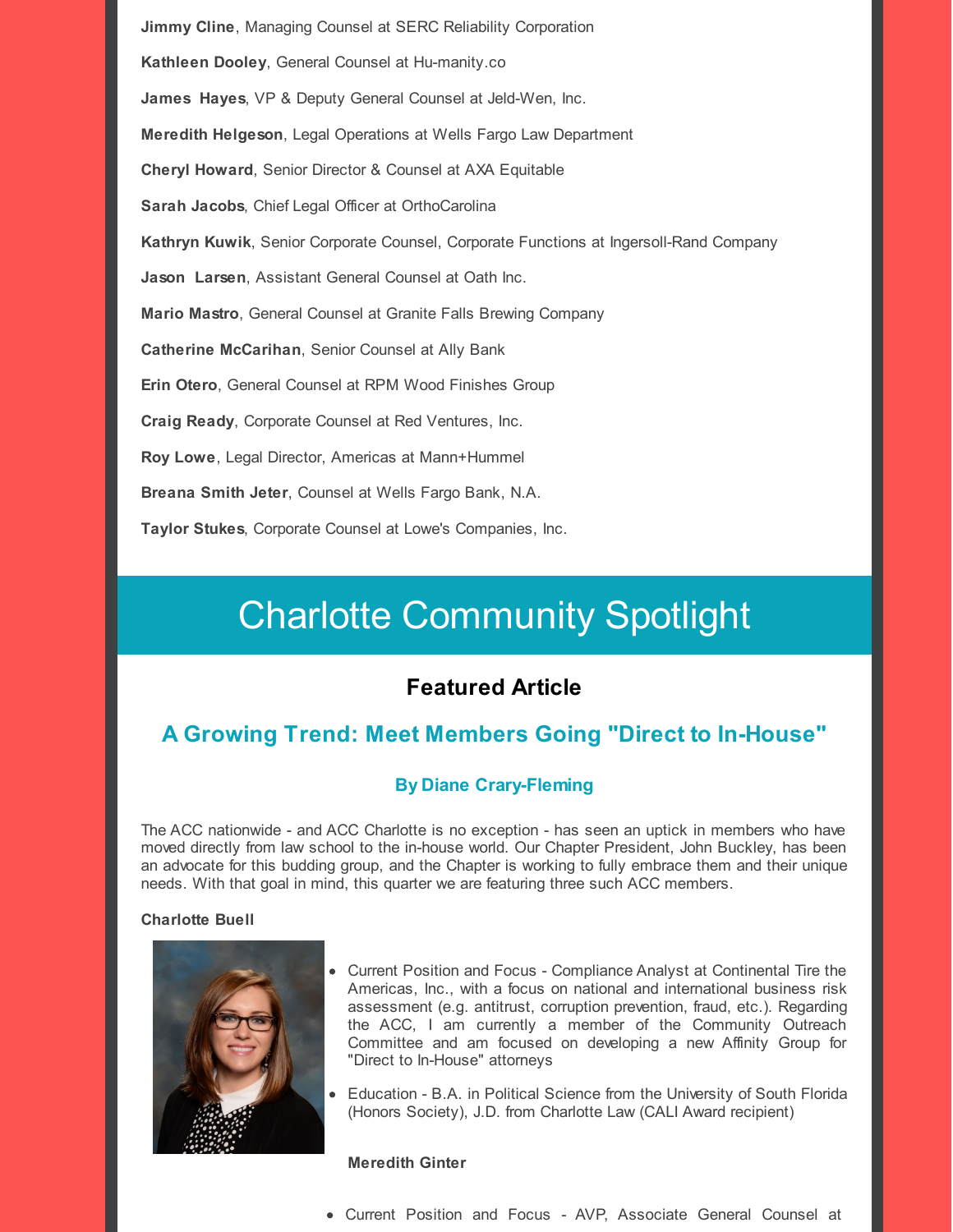**Jimmy Cline**, Managing Counsel at SERC Reliability Corporation

**Kathleen Dooley**, General Counsel at Hu-manity.co

**James Hayes**, VP & Deputy General Counsel at Jeld-Wen, Inc.

**Meredith Helgeson**, Legal Operations at Wells Fargo Law Department

**Cheryl Howard**, Senior Director & Counsel at AXA Equitable

**Sarah Jacobs**, Chief Legal Officer at OrthoCarolina

**Kathryn Kuwik**, Senior Corporate Counsel, Corporate Functions at Ingersoll-Rand Company

**Jason Larsen**, Assistant General Counsel at Oath Inc.

**Mario Mastro**, General Counsel at Granite Falls Brewing Company

**Catherine McCarihan**, Senior Counsel at Ally Bank

**Erin Otero**, General Counsel at RPM Wood Finishes Group

**Craig Ready**, Corporate Counsel at Red Ventures, Inc.

**Roy Lowe**, Legal Director, Americas at Mann+Hummel

**Breana Smith Jeter**, Counsel at Wells Fargo Bank, N.A.

**Taylor Stukes**, Corporate Counsel at Lowe's Companies, Inc.

# Charlotte Community Spotlight

## Featured Article

### A Growing Trend: Meet Members Going "Direct to In-House"

#### By Diane Crary-Fleming

The ACC nationwide - and ACC Charlotte is no exception - has seen an uptick in members who have moved directly from law school to the in-house world. Our Chapter President, John Buckley, has been an advocate for this budding group, and the Chapter is working to fully embrace them and their unique needs. With that goal in mind, this quarter we are featuring three such ACC members.

**Charlotte Buell**

- Current Position and Focus - Compliance Analyst at Continental Tire the Americas, Inc., with a focus on national and international business risk assessment (e.g. antitrust, corruption prevention, fraud, etc.). Regarding the ACC, I am currently a member of the Community Outreach Committee and am focused on developing a new Affinity Group for "Direct to In-House" attorneys
- Education - B.A. in Political Science from the University of South Florida (Honors Society), J.D. from Charlotte Law (CALI Award recipient)

**Meredith Ginter**

- Current Position and Focus - AVP, Associate General Counsel at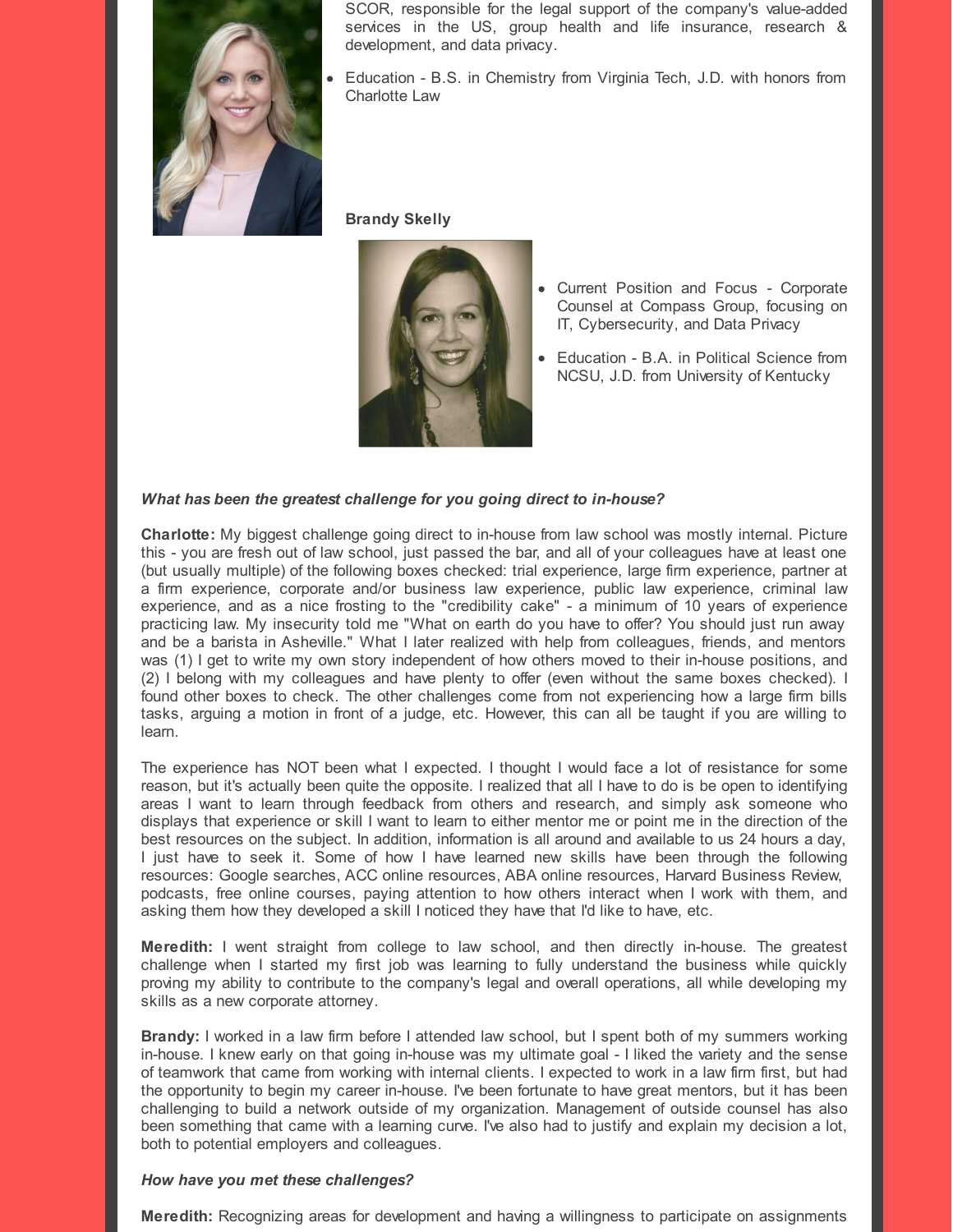- SCOR, responsible for the legal support of the company's value-added services in the US, group health and life insurance, research & development, and data privacy.
- Education - B.S. in Chemistry from Virginia Tech, J.D. with honors from Charlotte Law

**Brandy Skelly**

- Current Position and Focus - Corporate Counsel at Compass Group, focusing on IT, Cybersecurity, and Data Privacy
- Education - B.A. in Political Science from NCSU, J.D. from University of Kentucky

***What has been the greatest challenge for you going direct to in-house?***

**Charlotte:** My biggest challenge going direct to in-house from law school was mostly internal. Picture this - you are fresh out of law school, just passed the bar, and all of your colleagues have at least one (but usually multiple) of the following boxes checked: trial experience, large firm experience, partner at a firm experience, corporate and/or business law experience, public law experience, criminal law experience, and as a nice frosting to the "credibility cake" - a minimum of 10 years of experience practicing law. My insecurity told me "What on earth do you have to offer? You should just run away and be a barista in Asheville." What I later realized with help from colleagues, friends, and mentors was (1) I get to write my own story independent of how others moved to their in-house positions, and (2) I belong with my colleagues and have plenty to offer (even without the same boxes checked). I found other boxes to check. The other challenges come from not experiencing how a large firm bills tasks, arguing a motion in front of a judge, etc. However, this can all be taught if you are willing to learn.

The experience has NOT been what I expected. I thought I would face a lot of resistance for some reason, but it's actually been quite the opposite. I realized that all I have to do is be open to identifying areas I want to learn through feedback from others and research, and simply ask someone who displays that experience or skill I want to learn to either mentor me or point me in the direction of the best resources on the subject. In addition, information is all around and available to us 24 hours a day, I just have to seek it. Some of how I have learned new skills have been through the following resources: Google searches, ACC online resources, ABA online resources, Harvard Business Review, podcasts, free online courses, paying attention to how others interact when I work with them, and asking them how they developed a skill I noticed they have that I'd like to have, etc.

**Meredith:** I went straight from college to law school, and then directly in-house. The greatest challenge when I started my first job was learning to fully understand the business while quickly proving my ability to contribute to the company's legal and overall operations, all while developing my skills as a new corporate attorney.

**Brandy:** I worked in a law firm before I attended law school, but I spent both of my summers working in-house. I knew early on that going in-house was my ultimate goal - I liked the variety and the sense of teamwork that came from working with internal clients. I expected to work in a law firm first, but had the opportunity to begin my career in-house. I've been fortunate to have great mentors, but it has been challenging to build a network outside of my organization. Management of outside counsel has also been something that came with a learning curve. I've also had to justify and explain my decision a lot, both to potential employers and colleagues.

***How have you met these challenges?***

**Meredith:** Recognizing areas for development and having a willingness to participate on assignments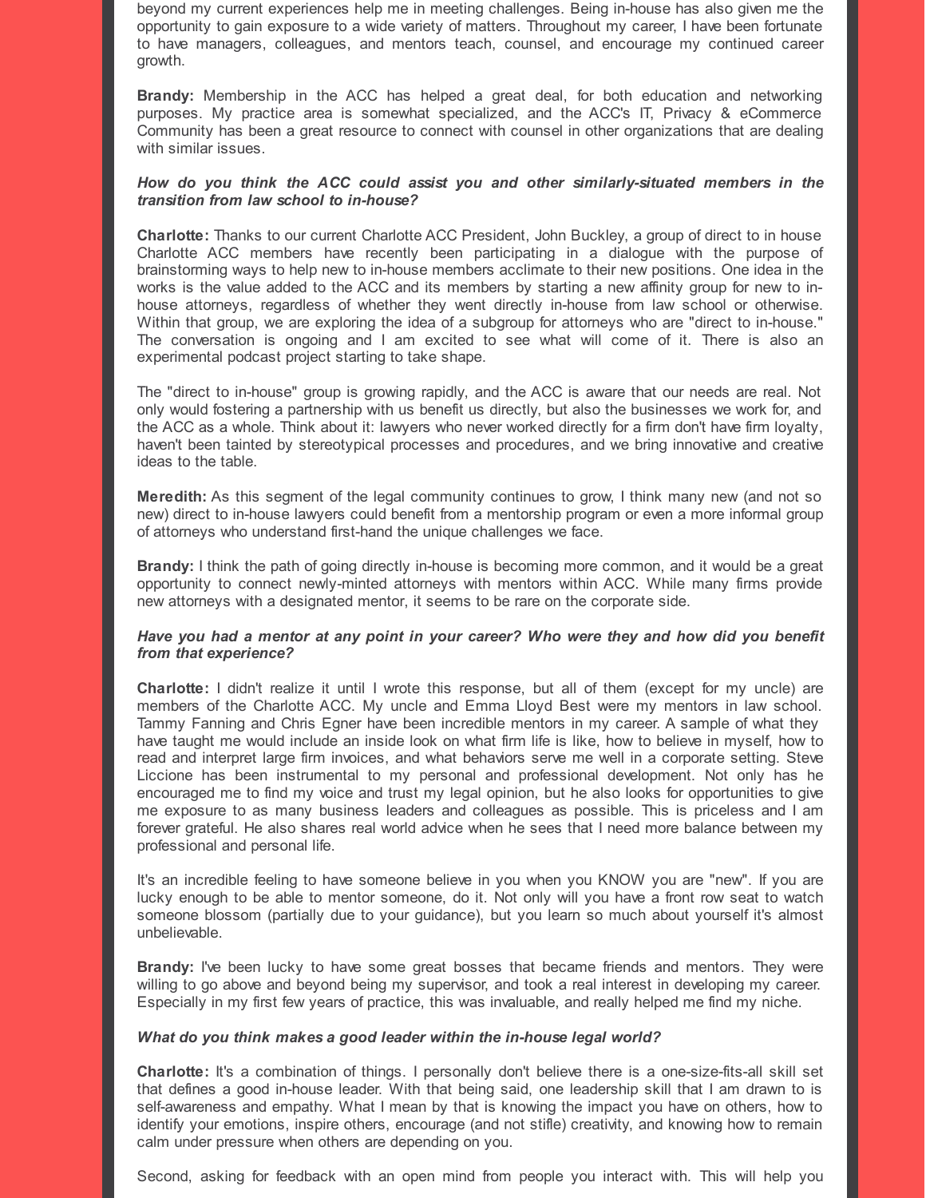beyond my current experiences help me in meeting challenges. Being in-house has also given me the opportunity to gain exposure to a wide variety of matters. Throughout my career, I have been fortunate to have managers, colleagues, and mentors teach, counsel, and encourage my continued career growth.

**Brandy:** Membership in the ACC has helped a great deal, for both education and networking purposes. My practice area is somewhat specialized, and the ACC's IT, Privacy & eCommerce Community has been a great resource to connect with counsel in other organizations that are dealing with similar issues.

***How do you think the ACC could assist you and other similarly-situated members in the transition from law school to in-house?***

**Charlotte:** Thanks to our current Charlotte ACC President, John Buckley, a group of direct to in house Charlotte ACC members have recently been participating in a dialogue with the purpose of brainstorming ways to help new to in-house members acclimate to their new positions. One idea in the works is the value added to the ACC and its members by starting a new affinity group for new to in-house attorneys, regardless of whether they went directly in-house from law school or otherwise. Within that group, we are exploring the idea of a subgroup for attorneys who are "direct to in-house." The conversation is ongoing and I am excited to see what will come of it. There is also an experimental podcast project starting to take shape.

The "direct to in-house" group is growing rapidly, and the ACC is aware that our needs are real. Not only would fostering a partnership with us benefit us directly, but also the businesses we work for, and the ACC as a whole. Think about it: lawyers who never worked directly for a firm don't have firm loyalty, haven't been tainted by stereotypical processes and procedures, and we bring innovative and creative ideas to the table.

**Meredith:** As this segment of the legal community continues to grow, I think many new (and not so new) direct to in-house lawyers could benefit from a mentorship program or even a more informal group of attorneys who understand first-hand the unique challenges we face.

**Brandy:** I think the path of going directly in-house is becoming more common, and it would be a great opportunity to connect newly-minted attorneys with mentors within ACC. While many firms provide new attorneys with a designated mentor, it seems to be rare on the corporate side.

***Have you had a mentor at any point in your career? Who were they and how did you benefit from that experience?***

**Charlotte:** I didn't realize it until I wrote this response, but all of them (except for my uncle) are members of the Charlotte ACC. My uncle and Emma Lloyd Best were my mentors in law school. Tammy Fanning and Chris Egner have been incredible mentors in my career. A sample of what they have taught me would include an inside look on what firm life is like, how to believe in myself, how to read and interpret large firm invoices, and what behaviors serve me well in a corporate setting. Steve Liccione has been instrumental to my personal and professional development. Not only has he encouraged me to find my voice and trust my legal opinion, but he also looks for opportunities to give me exposure to as many business leaders and colleagues as possible. This is priceless and I am forever grateful. He also shares real world advice when he sees that I need more balance between my professional and personal life.

It's an incredible feeling to have someone believe in you when you KNOW you are "new". If you are lucky enough to be able to mentor someone, do it. Not only will you have a front row seat to watch someone blossom (partially due to your guidance), but you learn so much about yourself it's almost unbelievable.

**Brandy:** I've been lucky to have some great bosses that became friends and mentors. They were willing to go above and beyond being my supervisor, and took a real interest in developing my career. Especially in my first few years of practice, this was invaluable, and really helped me find my niche.

***What do you think makes a good leader within the in-house legal world?***

**Charlotte:** It's a combination of things. I personally don't believe there is a one-size-fits-all skill set that defines a good in-house leader. With that being said, one leadership skill that I am drawn to is self-awareness and empathy. What I mean by that is knowing the impact you have on others, how to identify your emotions, inspire others, encourage (and not stifle) creativity, and knowing how to remain calm under pressure when others are depending on you.

Second, asking for feedback with an open mind from people you interact with. This will help you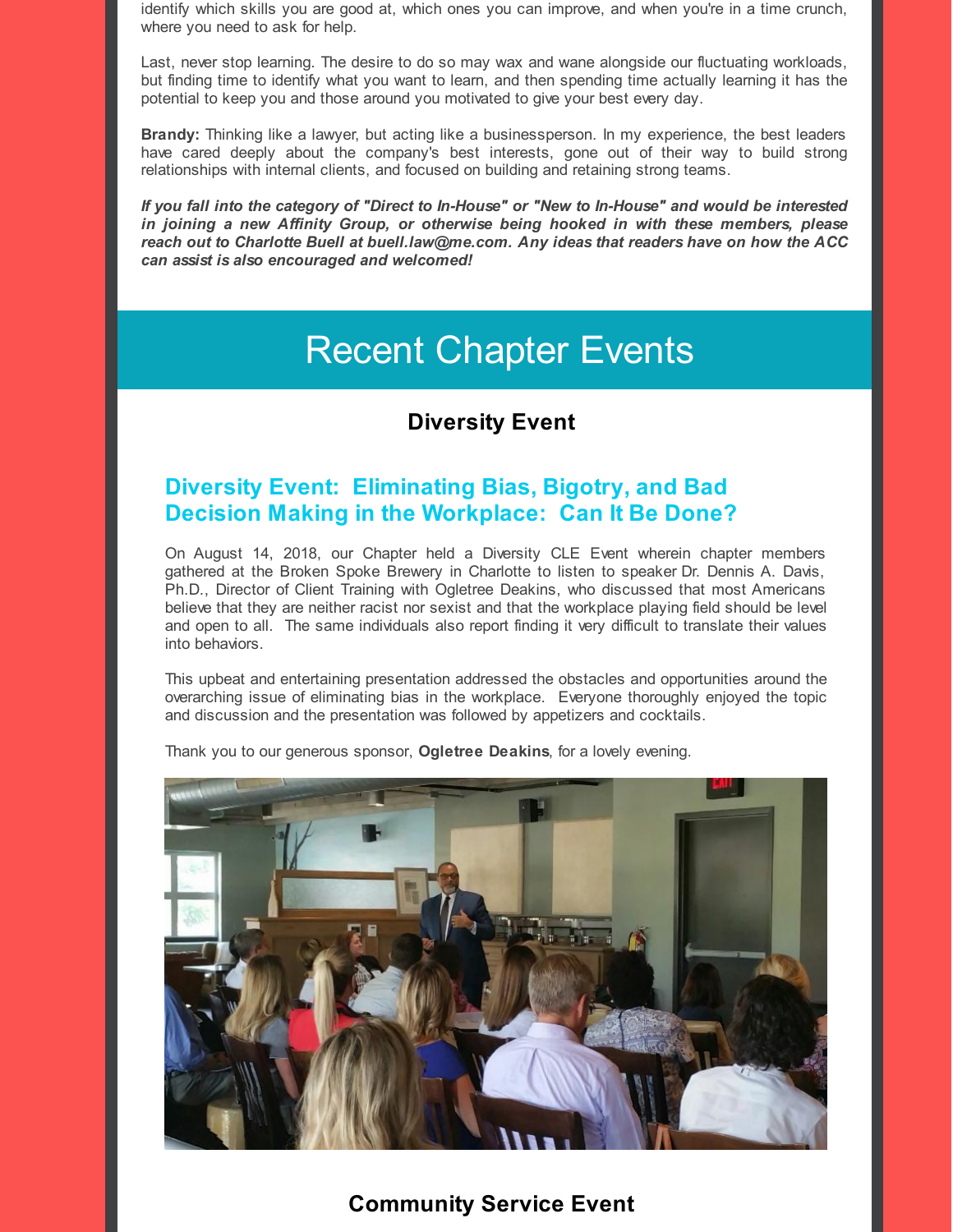identify which skills you are good at, which ones you can improve, and when you're in a time crunch, where you need to ask for help.

Last, never stop learning. The desire to do so may wax and wane alongside our fluctuating workloads, but finding time to identify what you want to learn, and then spending time actually learning it has the potential to keep you and those around you motivated to give your best every day.

**Brandy:** Thinking like a lawyer, but acting like a businessperson. In my experience, the best leaders have cared deeply about the company's best interests, gone out of their way to build strong relationships with internal clients, and focused on building and retaining strong teams.

***If you fall into the category of "Direct to In-House" or "New to In-House" and would be interested in joining a new Affinity Group, or otherwise being hooked in with these members, please reach out to Charlotte Buell at buell.law@me.com. Any ideas that readers have on how the ACC can assist is also encouraged and welcomed!***

# Recent Chapter Events

## Diversity Event

### Diversity Event: Eliminating Bias, Bigotry, and Bad Decision Making in the Workplace: Can It Be Done?

On August 14, 2018, our Chapter held a Diversity CLE Event wherein chapter members gathered at the Broken Spoke Brewery in Charlotte to listen to speaker Dr. Dennis A. Davis, Ph.D., Director of Client Training with Ogletree Deakins, who discussed that most Americans believe that they are neither racist nor sexist and that the workplace playing field should be level and open to all. The same individuals also report finding it very difficult to translate their values into behaviors.

This upbeat and entertaining presentation addressed the obstacles and opportunities around the overarching issue of eliminating bias in the workplace. Everyone thoroughly enjoyed the topic and discussion and the presentation was followed by appetizers and cocktails.

Thank you to our generous sponsor, **Ogletree Deakins**, for a lovely evening.

## Community Service Event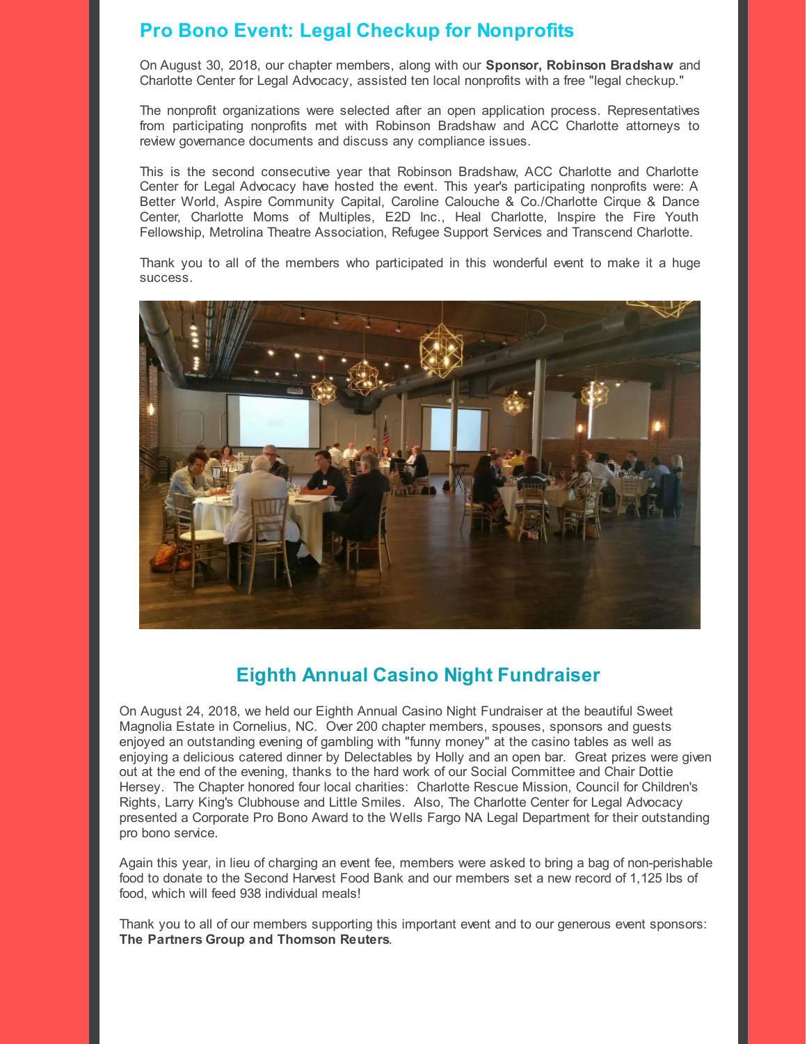## Pro Bono Event: Legal Checkup for Nonprofits

On August 30, 2018, our chapter members, along with our **Sponsor, Robinson Bradshaw** and Charlotte Center for Legal Advocacy, assisted ten local nonprofits with a free "legal checkup."

The nonprofit organizations were selected after an open application process. Representatives from participating nonprofits met with Robinson Bradshaw and ACC Charlotte attorneys to review governance documents and discuss any compliance issues.

This is the second consecutive year that Robinson Bradshaw, ACC Charlotte and Charlotte Center for Legal Advocacy have hosted the event. This year's participating nonprofits were: A Better World, Aspire Community Capital, Caroline Calouche & Co./Charlotte Cirque & Dance Center, Charlotte Moms of Multiples, E2D Inc., Heal Charlotte, Inspire the Fire Youth Fellowship, Metrolina Theatre Association, Refugee Support Services and Transcend Charlotte.

Thank you to all of the members who participated in this wonderful event to make it a huge success.

## Eighth Annual Casino Night Fundraiser

On August 24, 2018, we held our Eighth Annual Casino Night Fundraiser at the beautiful Sweet Magnolia Estate in Cornelius, NC. Over 200 chapter members, spouses, sponsors and guests enjoyed an outstanding evening of gambling with "funny money" at the casino tables as well as enjoying a delicious catered dinner by Delectables by Holly and an open bar. Great prizes were given out at the end of the evening, thanks to the hard work of our Social Committee and Chair Dottie Hersey. The Chapter honored four local charities: Charlotte Rescue Mission, Council for Children's Rights, Larry King's Clubhouse and Little Smiles. Also, The Charlotte Center for Legal Advocacy presented a Corporate Pro Bono Award to the Wells Fargo NA Legal Department for their outstanding pro bono service.

Again this year, in lieu of charging an event fee, members were asked to bring a bag of non-perishable food to donate to the Second Harvest Food Bank and our members set a new record of 1,125 lbs of food, which will feed 938 individual meals!

Thank you to all of our members supporting this important event and to our generous event sponsors: **The Partners Group and Thomson Reuters**.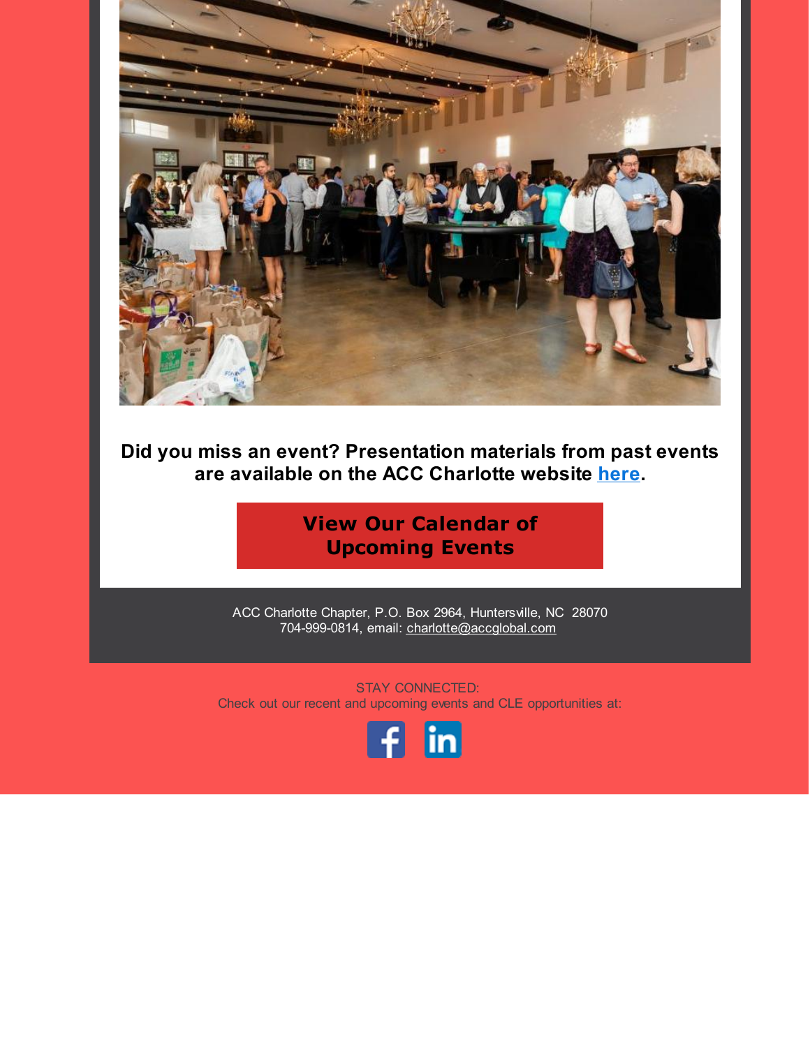**Did you miss an event? Presentation materials from past events are available on the ACC Charlotte website here.**

**View Our Calendar of Upcoming Events**

ACC Charlotte Chapter, P.O. Box 2964, Huntersville, NC 28070
704-999-0814, email: charlotte@accglobal.com

STAY CONNECTED:
Check out our recent and upcoming events and CLE opportunities at: